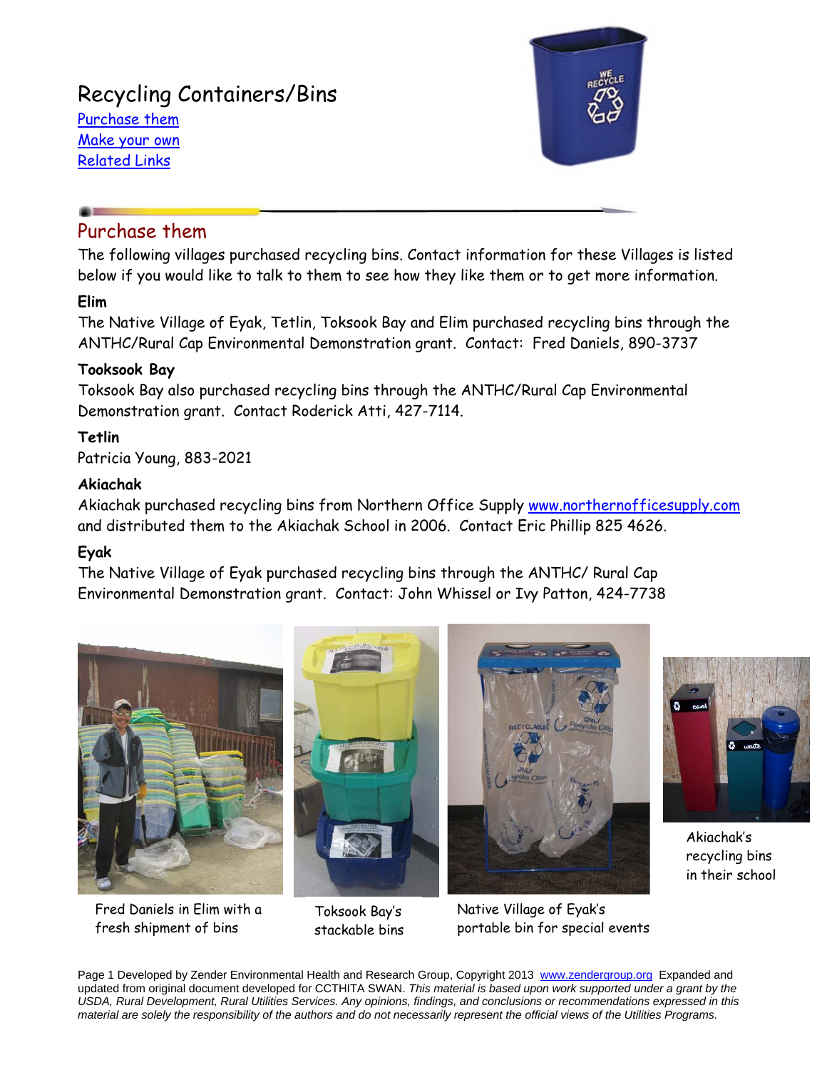# Recycling Containers/Bins

[Purchase them](#)
[Make your own](#)
[Related Links](#)

## Purchase them

The following villages purchased recycling bins. Contact information for these Villages is listed below if you would like to talk to them to see how they like them or to get more information.

**Elim**

The Native Village of Eyak, Tetlin, Toksook Bay and Elim purchased recycling bins through the ANTHC/Rural Cap Environmental Demonstration grant. Contact: Fred Daniels, 890-3737

**Tooksook Bay**

Toksook Bay also purchased recycling bins through the ANTHC/Rural Cap Environmental Demonstration grant. Contact Roderick Atti, 427-7114.

**Tetlin**

Patricia Young, 883-2021

**Akiachak**

Akiachak purchased recycling bins from Northern Office Supply www.northernofficesupply.com and distributed them to the Akiachak School in 2006. Contact Eric Phillip 825 4626.

**Eyak**

The Native Village of Eyak purchased recycling bins through the ANTHC/ Rural Cap Environmental Demonstration grant. Contact: John Whissel or Ivy Patton, 424-7738

Fred Daniels in Elim with a fresh shipment of bins

Toksook Bay's stackable bins

Native Village of Eyak's portable bin for special events

Akiachak's recycling bins in their school

Developed by Zender Environmental Health and Research Group, Copyright 2013 www.zendergroup.org Expanded and updated from original document developed for CCTHITA SWAN. *This material is based upon work supported under a grant by the USDA, Rural Development, Rural Utilities Services. Any opinions, findings, and conclusions or recommendations expressed in this material are solely the responsibility of the authors and do not necessarily represent the official views of the Utilities Programs.*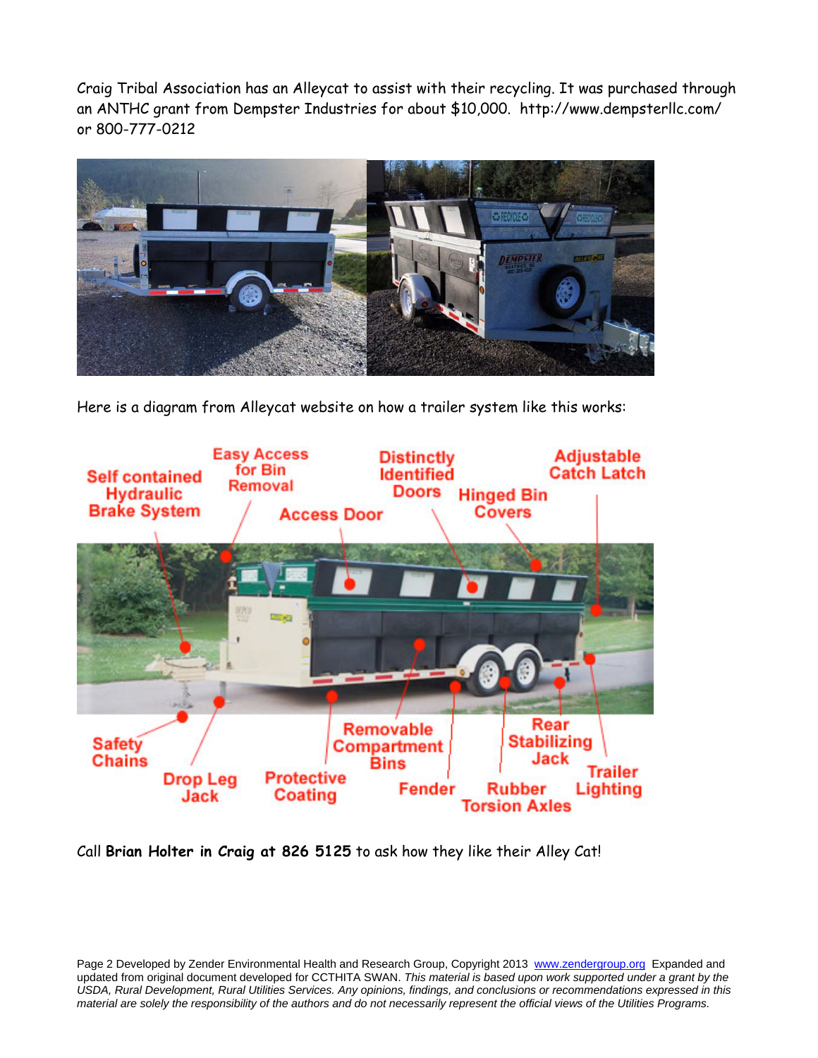Craig Tribal Association has an Alleycat to assist with their recycling. It was purchased through an ANTHC grant from Dempster Industries for about $10,000. http://www.dempsterllc.com/ or 800-777-0212

Here is a diagram from Alleycat website on how a trailer system like this works:

Self contained Hydraulic Brake System

Easy Access for Bin Removal

Access Door

Distinctly Identified Doors

Hinged Bin Covers

Adjustable Catch Latch

Safety Chains

Drop Leg Jack

Protective Coating

Removable Compartment Bins

Fender

Rubber Torsion Axles

Rear Stabilizing Jack

Trailer Lighting

Call **Brian Holter in Craig at 826 5125** to ask how they like their Alley Cat!

Page 2 Developed by Zender Environmental Health and Research Group, Copyright 2013 www.zendergroup.org Expanded and updated from original document developed for CCTHITA SWAN. *This material is based upon work supported under a grant by the USDA, Rural Development, Rural Utilities Services. Any opinions, findings, and conclusions or recommendations expressed in this material are solely the responsibility of the authors and do not necessarily represent the official views of the Utilities Programs.*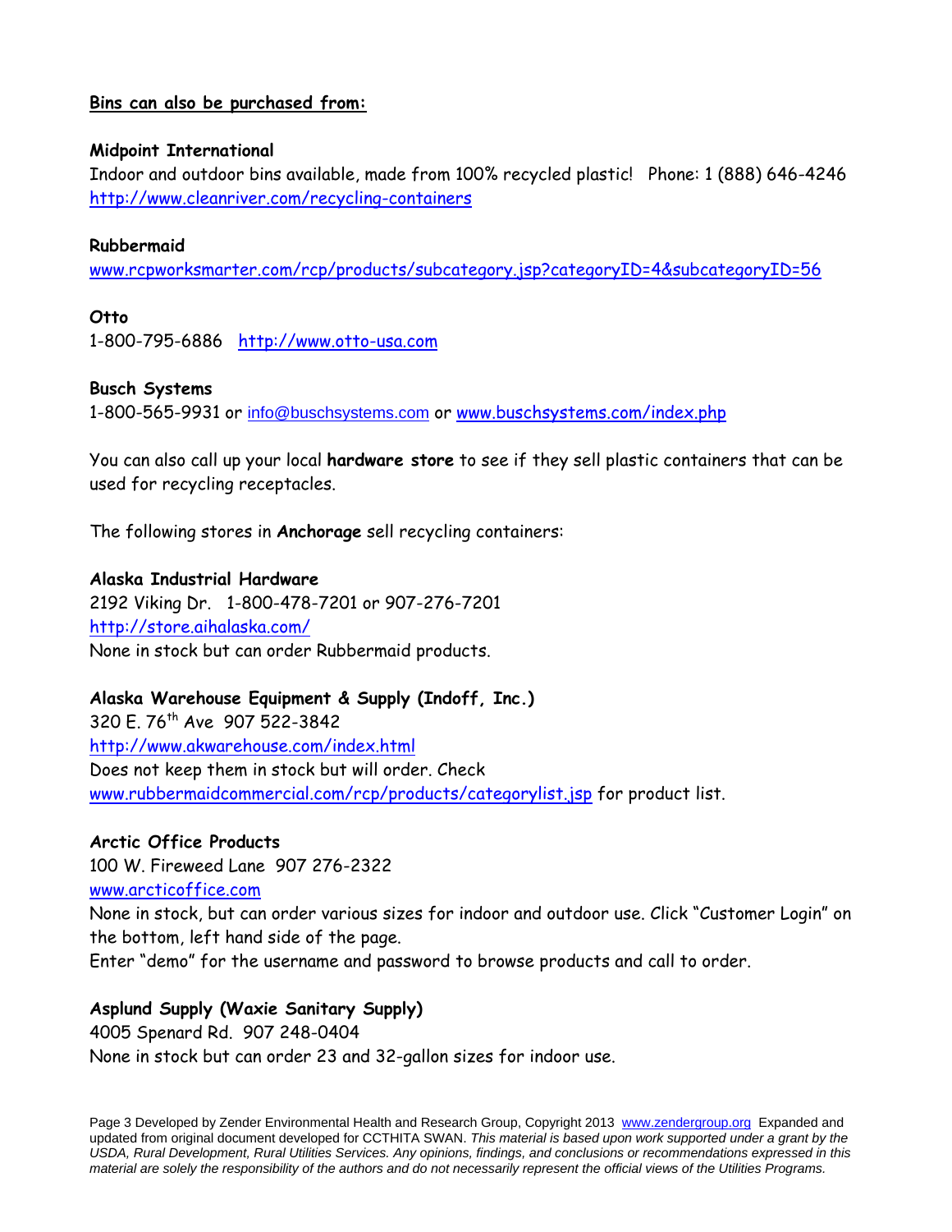**Bins can also be purchased from:**

**Midpoint International**
Indoor and outdoor bins available, made from 100% recycled plastic! Phone: 1 (888) 646-4246
http://www.cleanriver.com/recycling-containers

**Rubbermaid**
www.rcpworksmarter.com/rcp/products/subcategory.jsp?categoryID=4&subcategoryID=56

**Otto**
1-800-795-6886 http://www.otto-usa.com

**Busch Systems**
1-800-565-9931 or info@buschsystems.com or www.buschsystems.com/index.php

You can also call up your local **hardware store** to see if they sell plastic containers that can be used for recycling receptacles.

The following stores in **Anchorage** sell recycling containers:

**Alaska Industrial Hardware**
2192 Viking Dr. 1-800-478-7201 or 907-276-7201
http://store.aihalaska.com/
None in stock but can order Rubbermaid products.

**Alaska Warehouse Equipment & Supply (Indoff, Inc.)**
320 E. 76th Ave 907 522-3842
http://www.akwarehouse.com/index.html
Does not keep them in stock but will order. Check www.rubbermaidcommercial.com/rcp/products/categorylist.jsp for product list.

**Arctic Office Products**
100 W. Fireweed Lane 907 276-2322
www.arcticoffice.com
None in stock, but can order various sizes for indoor and outdoor use. Click "Customer Login" on the bottom, left hand side of the page.
Enter "demo" for the username and password to browse products and call to order.

**Asplund Supply (Waxie Sanitary Supply)**
4005 Spenard Rd. 907 248-0404
None in stock but can order 23 and 32-gallon sizes for indoor use.

Developed by Zender Environmental Health and Research Group, Copyright 2013 www.zendergroup.org Expanded and updated from original document developed for CCTHITA SWAN. *This material is based upon work supported under a grant by the USDA, Rural Development, Rural Utilities Services. Any opinions, findings, and conclusions or recommendations expressed in this material are solely the responsibility of the authors and do not necessarily represent the official views of the Utilities Programs.*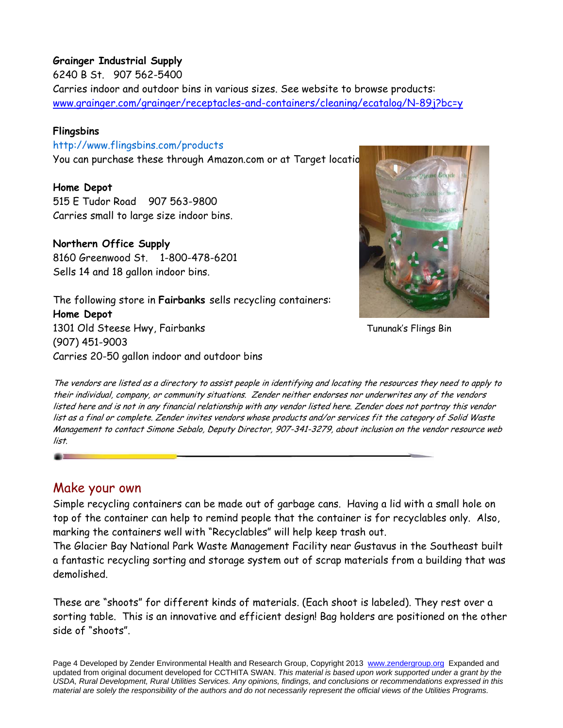**Grainger Industrial Supply**
6240 B St. 907 562-5400
Carries indoor and outdoor bins in various sizes. See website to browse products:
www.grainger.com/grainger/receptacles-and-containers/cleaning/ecatalog/N-89j?bc=y

**Flingsbins**
http://www.flingsbins.com/products
You can purchase these through Amazon.com or at Target locations

**Home Depot**
515 E Tudor Road 907 563-9800
Carries small to large size indoor bins.

**Northern Office Supply**
8160 Greenwood St. 1-800-478-6201
Sells 14 and 18 gallon indoor bins.

The following store in **Fairbanks** sells recycling containers:
**Home Depot**
1301 Old Steese Hwy, Fairbanks
(907) 451-9003
Carries 20-50 gallon indoor and outdoor bins

Tununak's Flings Bin

*The vendors are listed as a directory to assist people in identifying and locating the resources they need to apply to their individual, company, or community situations. Zender neither endorses nor underwrites any of the vendors listed here and is not in any financial relationship with any vendor listed here. Zender does not portray this vendor list as a final or complete. Zender invites vendors whose products and/or services fit the category of Solid Waste Management to contact Simone Sebalo, Deputy Director, 907-341-3279, about inclusion on the vendor resource web list.*

## Make your own

Simple recycling containers can be made out of garbage cans. Having a lid with a small hole on top of the container can help to remind people that the container is for recyclables only. Also, marking the containers well with "Recyclables" will help keep trash out.
The Glacier Bay National Park Waste Management Facility near Gustavus in the Southeast built a fantastic recycling sorting and storage system out of scrap materials from a building that was demolished.

These are "shoots" for different kinds of materials. (Each shoot is labeled). They rest over a sorting table. This is an innovative and efficient design! Bag holders are positioned on the other side of "shoots".

Page 4 Developed by Zender Environmental Health and Research Group, Copyright 2013 www.zendergroup.org Expanded and updated from original document developed for CCTHITA SWAN. *This material is based upon work supported under a grant by the USDA, Rural Development, Rural Utilities Services. Any opinions, findings, and conclusions or recommendations expressed in this material are solely the responsibility of the authors and do not necessarily represent the official views of the Utilities Programs.*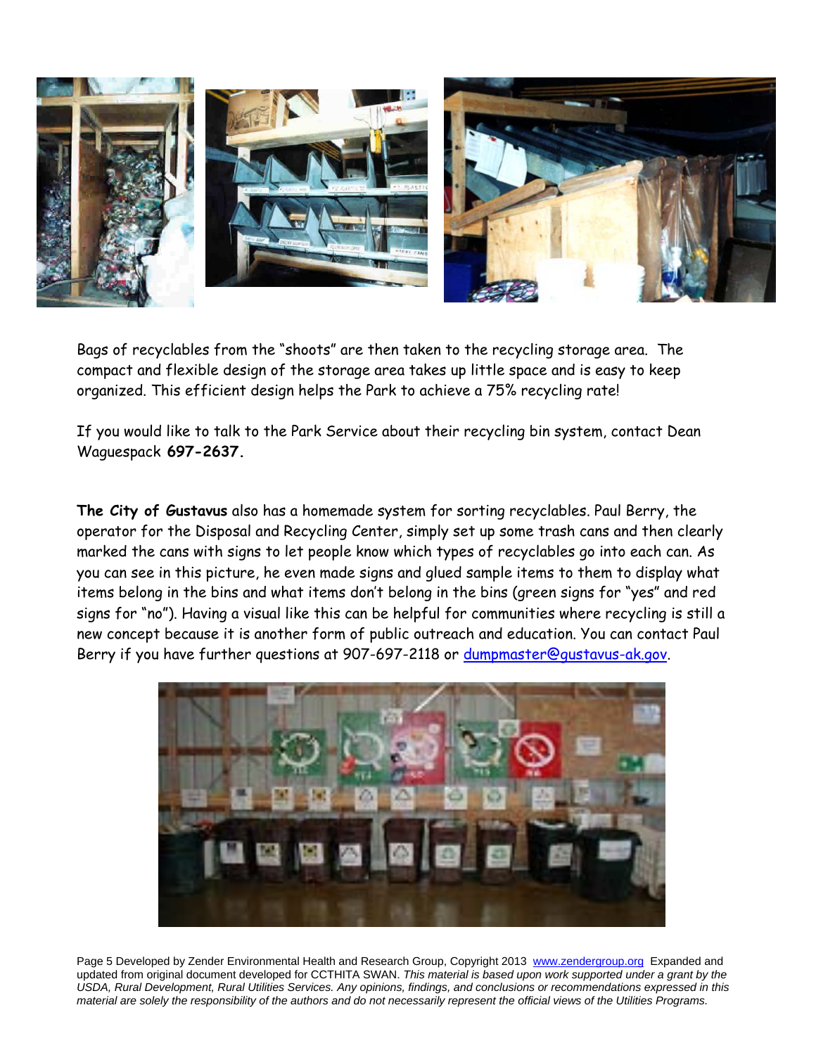Bags of recyclables from the "shoots" are then taken to the recycling storage area. The compact and flexible design of the storage area takes up little space and is easy to keep organized. This efficient design helps the Park to achieve a 75% recycling rate!

If you would like to talk to the Park Service about their recycling bin system, contact Dean Waguespack **697-2637.**

**The City of Gustavus** also has a homemade system for sorting recyclables. Paul Berry, the operator for the Disposal and Recycling Center, simply set up some trash cans and then clearly marked the cans with signs to let people know which types of recyclables go into each can. As you can see in this picture, he even made signs and glued sample items to them to display what items belong in the bins and what items don't belong in the bins (green signs for "yes" and red signs for "no"). Having a visual like this can be helpful for communities where recycling is still a new concept because it is another form of public outreach and education. You can contact Paul Berry if you have further questions at 907-697-2118 or dumpmaster@gustavus-ak.gov.

Developed by Zender Environmental Health and Research Group, Copyright 2013 www.zendergroup.org Expanded and updated from original document developed for CCTHITA SWAN. *This material is based upon work supported under a grant by the USDA, Rural Development, Rural Utilities Services. Any opinions, findings, and conclusions or recommendations expressed in this material are solely the responsibility of the authors and do not necessarily represent the official views of the Utilities Programs.*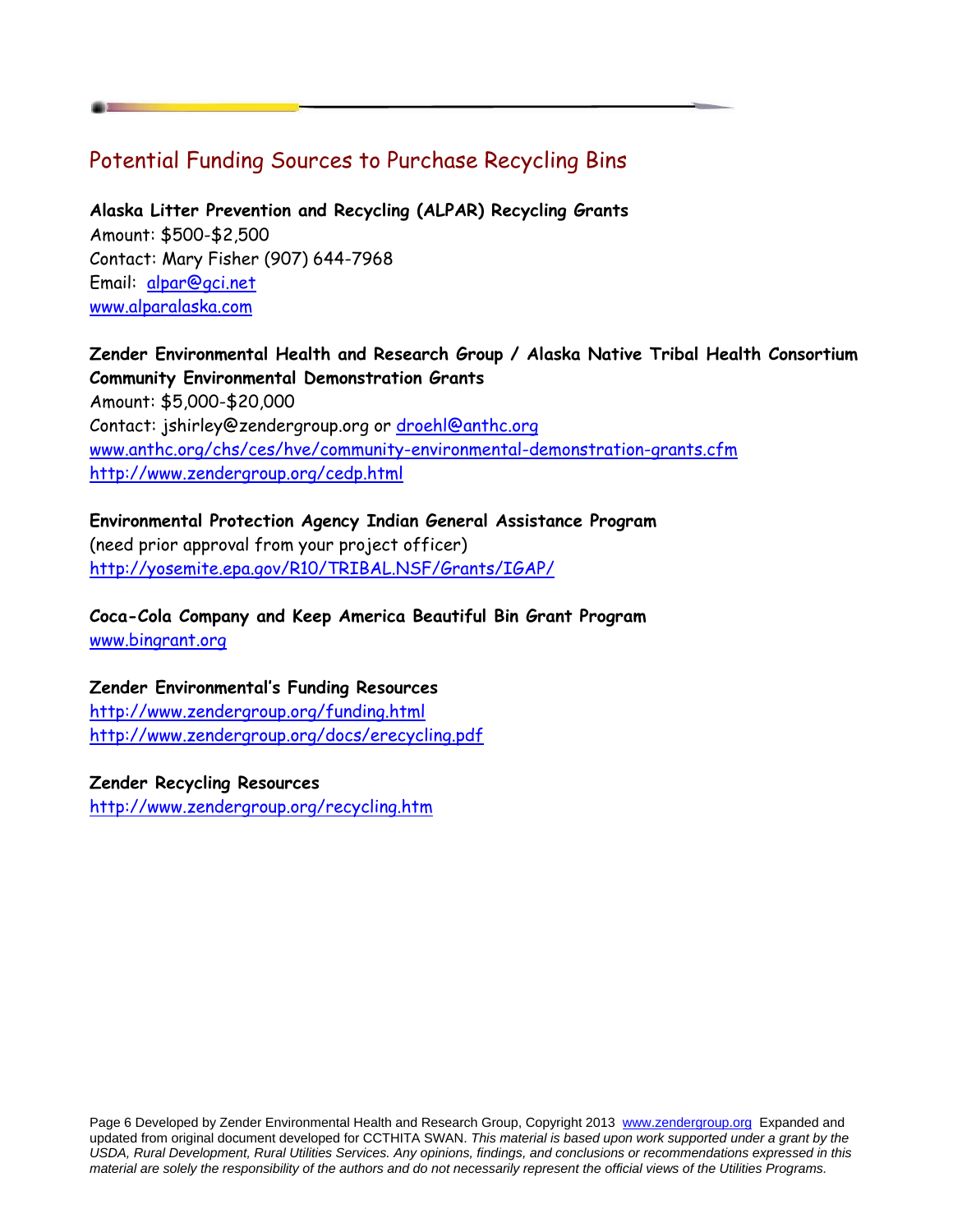## Potential Funding Sources to Purchase Recycling Bins

**Alaska Litter Prevention and Recycling (ALPAR) Recycling Grants**
Amount: $500-$2,500
Contact: Mary Fisher (907) 644-7968
Email: alpar@gci.net
www.alparalaska.com

**Zender Environmental Health and Research Group / Alaska Native Tribal Health Consortium Community Environmental Demonstration Grants**
Amount: $5,000-$20,000
Contact: jshirley@zendergroup.org or droehl@anthc.org
www.anthc.org/chs/ces/hve/community-environmental-demonstration-grants.cfm
http://www.zendergroup.org/cedp.html

**Environmental Protection Agency Indian General Assistance Program**
(need prior approval from your project officer)
http://yosemite.epa.gov/R10/TRIBAL.NSF/Grants/IGAP/

**Coca-Cola Company and Keep America Beautiful Bin Grant Program**
www.bingrant.org

**Zender Environmental's Funding Resources**
http://www.zendergroup.org/funding.html
http://www.zendergroup.org/docs/erecycling.pdf

**Zender Recycling Resources**
http://www.zendergroup.org/recycling.htm

Page 6 Developed by Zender Environmental Health and Research Group, Copyright 2013 www.zendergroup.org Expanded and updated from original document developed for CCTHITA SWAN. *This material is based upon work supported under a grant by the USDA, Rural Development, Rural Utilities Services. Any opinions, findings, and conclusions or recommendations expressed in this material are solely the responsibility of the authors and do not necessarily represent the official views of the Utilities Programs.*